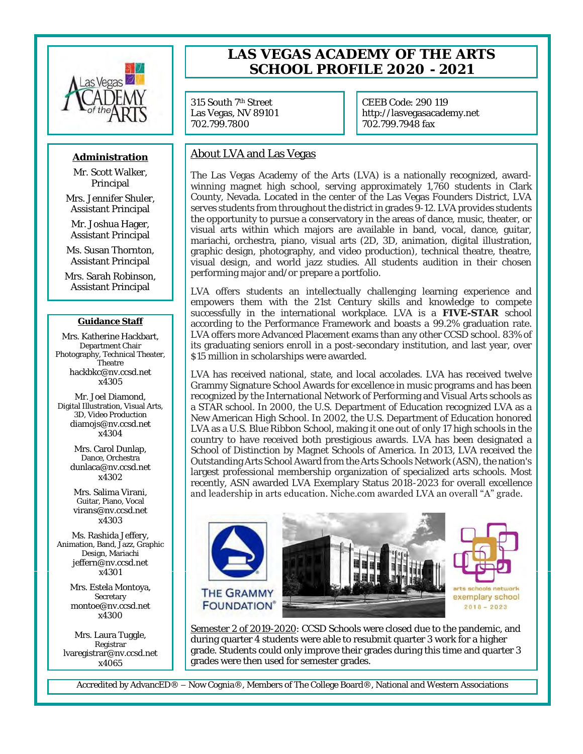# LAS VEGAS ACADEMY OF THE ARTS SCHOOL PROFILE 2020 - 2021

315 South 7th Street
Las Vegas, NV 89101
702.799.7800

CEEB Code: 290 119
http://lasvegasacademy.net
702.799.7948 fax

## Administration

Mr. Scott Walker, Principal

Mrs. Jennifer Shuler, Assistant Principal

Mr. Joshua Hager, Assistant Principal

Ms. Susan Thornton, Assistant Principal

Mrs. Sarah Robinson, Assistant Principal

## Guidance Staff

Mrs. Katherine Hackbart, Department Chair
Photography, Technical Theater, Theatre
hackbkc@nv.ccsd.net
x4305

Mr. Joel Diamond,
Digital Illustration, Visual Arts, 3D, Video Production
diamojs@nv.ccsd.net
x4304

Mrs. Carol Dunlap,
Dance, Orchestra
dunlaca@nv.ccsd.net
x4302

Mrs. Salima Virani,
Guitar, Piano, Vocal
virans@nv.ccsd.net
x4303

Ms. Rashida Jeffery,
Animation, Band, Jazz, Graphic Design, Mariachi
jeffern@nv.ccsd.net
x4301

Mrs. Estela Montoya,
Secretary
montoe@nv.ccsd.net
x4300

Mrs. Laura Tuggle,
Registrar
lvaregistrar@nv.ccsd.net
x4065

## About LVA and Las Vegas

The Las Vegas Academy of the Arts (LVA) is a nationally recognized, award-winning magnet high school, serving approximately 1,760 students in Clark County, Nevada. Located in the center of the Las Vegas Founders District, LVA serves students from throughout the district in grades 9-12. LVA provides students the opportunity to pursue a conservatory in the areas of dance, music, theater, or visual arts within which majors are available in band, vocal, dance, guitar, mariachi, orchestra, piano, visual arts (2D, 3D, animation, digital illustration, graphic design, photography, and video production), technical theatre, theatre, visual design, and world jazz studies. All students audition in their chosen performing major and/or prepare a portfolio.

LVA offers students an intellectually challenging learning experience and empowers them with the 21st Century skills and knowledge to compete successfully in the international workplace. LVA is a **FIVE-STAR** school according to the Performance Framework and boasts a 99.2% graduation rate. LVA offers more Advanced Placement exams than any other CCSD school. 83% of its graduating seniors enroll in a post-secondary institution, and last year, over $15 million in scholarships were awarded.

LVA has received national, state, and local accolades. LVA has received twelve Grammy Signature School Awards for excellence in music programs and has been recognized by the International Network of Performing and Visual Arts schools as a STAR school. In 2000, the U.S. Department of Education recognized LVA as a New American High School. In 2002, the U.S. Department of Education honored LVA as a U.S. Blue Ribbon School, making it one out of only 17 high schools in the country to have received both prestigious awards. LVA has been designated a School of Distinction by Magnet Schools of America. In 2013, LVA received the Outstanding Arts School Award from the Arts Schools Network (ASN), the nation's largest professional membership organization of specialized arts schools. Most recently, ASN awarded LVA Exemplary Status 2018-2023 for overall excellence and leadership in arts education. Niche.com awarded LVA an overall "A" grade.

THE GRAMMY FOUNDATION®

arts schools network exemplary school 2018 – 2023

Semester 2 of 2019-2020: CCSD Schools were closed due to the pandemic, and during quarter 4 students were able to resubmit quarter 3 work for a higher grade. Students could only improve their grades during this time and quarter 3 grades were then used for semester grades.

Accredited by AdvancED® – Now Cognia®, Members of The College Board®, National and Western Associations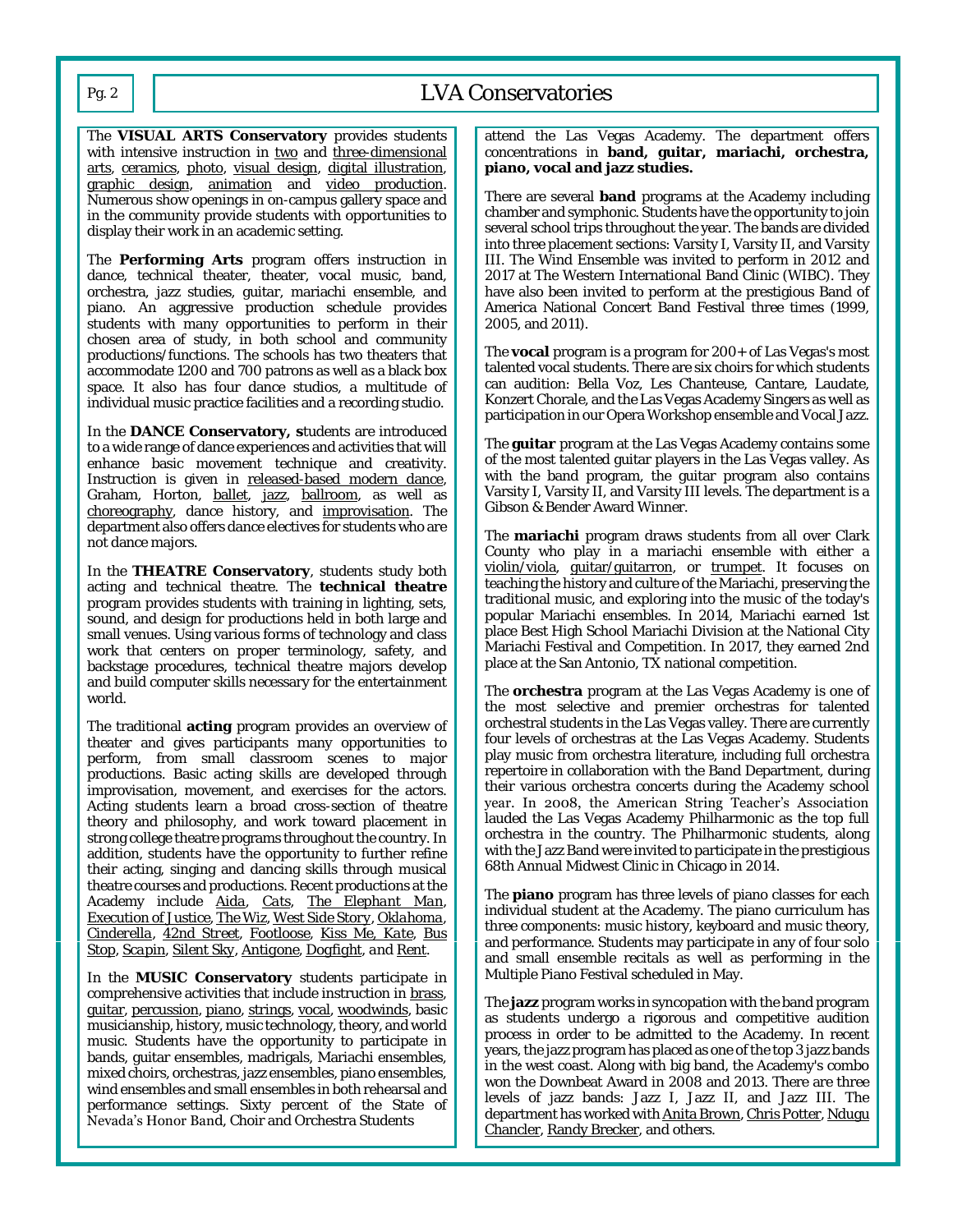# LVA Conservatories

The **VISUAL ARTS Conservatory** provides students with intensive instruction in two and three-dimensional arts, ceramics, photo, visual design, digital illustration, graphic design, animation and video production. Numerous show openings in on-campus gallery space and in the community provide students with opportunities to display their work in an academic setting.

The **Performing Arts** program offers instruction in dance, technical theater, theater, vocal music, band, orchestra, jazz studies, guitar, mariachi ensemble, and piano. An aggressive production schedule provides students with many opportunities to perform in their chosen area of study, in both school and community productions/functions. The schools has two theaters that accommodate 1200 and 700 patrons as well as a black box space. It also has four dance studios, a multitude of individual music practice facilities and a recording studio.

In the **DANCE Conservatory, s**tudents are introduced to a wide range of dance experiences and activities that will enhance basic movement technique and creativity. Instruction is given in released-based modern dance, Graham, Horton, ballet, jazz, ballroom, as well as choreography, dance history, and improvisation. The department also offers dance electives for students who are not dance majors.

In the **THEATRE Conservatory**, students study both acting and technical theatre. The **technical theatre** program provides students with training in lighting, sets, sound, and design for productions held in both large and small venues. Using various forms of technology and class work that centers on proper terminology, safety, and backstage procedures, technical theatre majors develop and build computer skills necessary for the entertainment world.

The traditional **acting** program provides an overview of theater and gives participants many opportunities to perform, from small classroom scenes to major productions. Basic acting skills are developed through improvisation, movement, and exercises for the actors. Acting students learn a broad cross-section of theatre theory and philosophy, and work toward placement in strong college theatre programs throughout the country. In addition, students have the opportunity to further refine their acting, singing and dancing skills through musical theatre courses and productions. Recent productions at the Academy include *Aida*, *Cats*, *The Elephant Man*, *Execution of Justice*, *The Wiz*, *West Side Story*, *Oklahoma*, *Cinderella*, *42nd Street*, *Footloose*, *Kiss Me, Kate*, *Bus Stop*, *Scapin*, *Silent Sky*, *Antigone*, *Dogfight*, and *Rent*.

In the **MUSIC Conservatory** students participate in comprehensive activities that include instruction in brass, guitar, percussion, piano, strings, vocal, woodwinds, basic musicianship, history, music technology, theory, and world music. Students have the opportunity to participate in bands, guitar ensembles, madrigals, Mariachi ensembles, mixed choirs, orchestras, jazz ensembles, piano ensembles, wind ensembles and small ensembles in both rehearsal and performance settings. Sixty percent of the State of Nevada's Honor Band, Choir and Orchestra Students attend the Las Vegas Academy. The department offers concentrations in **band, guitar, mariachi, orchestra, piano, vocal and jazz studies.**

There are several **band** programs at the Academy including chamber and symphonic. Students have the opportunity to join several school trips throughout the year. The bands are divided into three placement sections: Varsity I, Varsity II, and Varsity III. The Wind Ensemble was invited to perform in 2012 and 2017 at The Western International Band Clinic (WIBC). They have also been invited to perform at the prestigious Band of America National Concert Band Festival three times (1999, 2005, and 2011).

The **vocal** program is a program for 200+ of Las Vegas's most talented vocal students. There are six choirs for which students can audition: Bella Voz, Les Chanteuse, Cantare, Laudate, Konzert Chorale, and the Las Vegas Academy Singers as well as participation in our Opera Workshop ensemble and Vocal Jazz.

The **guitar** program at the Las Vegas Academy contains some of the most talented guitar players in the Las Vegas valley. As with the band program, the guitar program also contains Varsity I, Varsity II, and Varsity III levels. The department is a Gibson & Bender Award Winner.

The **mariachi** program draws students from all over Clark County who play in a mariachi ensemble with either a violin/viola, guitar/guitarron, or trumpet. It focuses on teaching the history and culture of the Mariachi, preserving the traditional music, and exploring into the music of the today's popular Mariachi ensembles. In 2014, Mariachi earned 1st place Best High School Mariachi Division at the National City Mariachi Festival and Competition. In 2017, they earned 2nd place at the San Antonio, TX national competition.

The **orchestra** program at the Las Vegas Academy is one of the most selective and premier orchestras for talented orchestral students in the Las Vegas valley. There are currently four levels of orchestras at the Las Vegas Academy. Students play music from orchestra literature, including full orchestra repertoire in collaboration with the Band Department, during their various orchestra concerts during the Academy school year. In 2008, the American String Teacher's Association lauded the Las Vegas Academy Philharmonic as the top full orchestra in the country. The Philharmonic students, along with the Jazz Band were invited to participate in the prestigious 68th Annual Midwest Clinic in Chicago in 2014.

The **piano** program has three levels of piano classes for each individual student at the Academy. The piano curriculum has three components: music history, keyboard and music theory, and performance. Students may participate in any of four solo and small ensemble recitals as well as performing in the Multiple Piano Festival scheduled in May.

The **jazz** program works in syncopation with the band program as students undergo a rigorous and competitive audition process in order to be admitted to the Academy. In recent years, the jazz program has placed as one of the top 3 jazz bands in the west coast. Along with big band, the Academy's combo won the Downbeat Award in 2008 and 2013. There are three levels of jazz bands: Jazz I, Jazz II, and Jazz III. The department has worked with Anita Brown, Chris Potter, Ndugu Chancler, Randy Brecker, and others.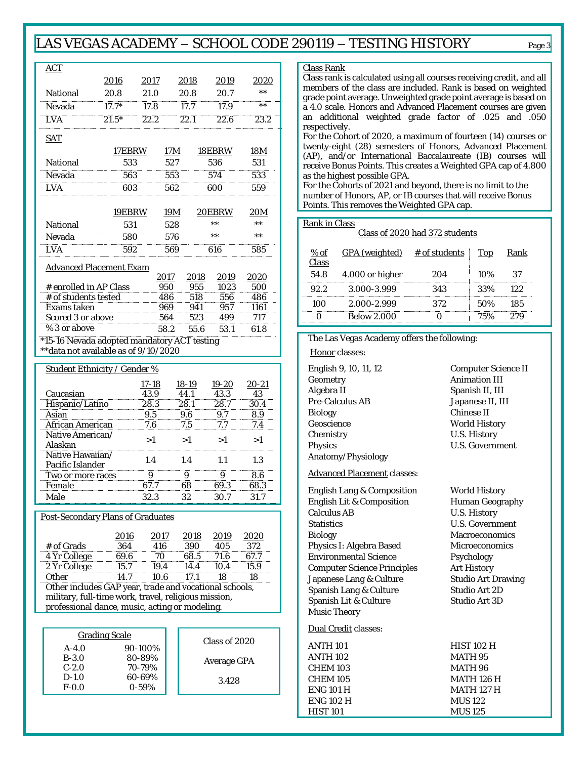# LAS VEGAS ACADEMY – SCHOOL CODE 290119 – TESTING HISTORY

## ACT

| | 2016 | 2017 | 2018 | 2019 | 2020 |
|---|---|---|---|---|---|
| National | 20.8 | 21.0 | 20.8 | 20.7 | ** |
| Nevada | 17.7* | 17.8 | 17.7 | 17.9 | ** |
| LVA | 21.5* | 22.2 | 22.1 | 22.6 | 23.2 |

## SAT

| | 17EBRW | 17M | 18EBRW | 18M |
|---|---|---|---|---|
| National | 533 | 527 | 536 | 531 |
| Nevada | 563 | 553 | 574 | 533 |
| LVA | 603 | 562 | 600 | 559 |

| | 19EBRW | 19M | 20EBRW | 20M |
|---|---|---|---|---|
| National | 531 | 528 | ** | ** |
| Nevada | 580 | 576 | ** | ** |
| LVA | 592 | 569 | 616 | 585 |

## Advanced Placement Exam

| | 2017 | 2018 | 2019 | 2020 |
|---|---|---|---|---|
| # enrolled in AP Class | 950 | 955 | 1023 | 500 |
| # of students tested | 486 | 518 | 556 | 486 |
| Exams taken | 969 | 941 | 957 | 1161 |
| Scored 3 or above | 564 | 523 | 499 | 717 |
| % 3 or above | 58.2 | 55.6 | 53.1 | 61.8 |

*15-16 Nevada adopted mandatory ACT testing
**data not available as of 9/10/2020

## Student Ethnicity / Gender %

| | 17-18 | 18-19 | 19-20 | 20-21 |
|---|---|---|---|---|
| Caucasian | 43.9 | 44.1 | 43.3 | 43 |
| Hispanic/Latino | 28.3 | 28.1 | 28.7 | 30.4 |
| Asian | 9.5 | 9.6 | 9.7 | 8.9 |
| African American | 7.6 | 7.5 | 7.7 | 7.4 |
| Native American/ Alaskan | >1 | >1 | >1 | >1 |
| Native Hawaiian/ Pacific Islander | 1.4 | 1.4 | 1.1 | 1.3 |
| Two or more races | 9 | 9 | 9 | 8.6 |
| Female | 67.7 | 68 | 69.3 | 68.3 |
| Male | 32.3 | 32 | 30.7 | 31.7 |

## Post-Secondary Plans of Graduates

| | 2016 | 2017 | 2018 | 2019 | 2020 |
|---|---|---|---|---|---|
| # of Grads | 364 | 416 | 390 | 405 | 372 |
| 4 Yr College | 69.6 | 70 | 68.5 | 71.6 | 67.7 |
| 2 Yr College | 15.7 | 19.4 | 14.4 | 10.4 | 15.9 |
| Other | 14.7 | 10.6 | 17.1 | 18 | 18 |

Other includes GAP year, trade and vocational schools, military, full-time work, travel, religious mission, professional dance, music, acting or modeling.

## Grading Scale

| Grade | Range |
|---|---|
| A-4.0 | 90-100% |
| B-3.0 | 80-89% |
| C-2.0 | 70-79% |
| D-1.0 | 60-69% |
| F-0.0 | 0-59% |

**Class of 2020 Average GPA**

3.428

## Class Rank

Class rank is calculated using all courses receiving credit, and all members of the class are included. Rank is based on weighted grade point average. Unweighted grade point average is based on a 4.0 scale. Honors and Advanced Placement courses are given an additional weighted grade factor of .025 and .050 respectively.

For the Cohort of 2020, a maximum of fourteen (14) courses or twenty-eight (28) semesters of Honors, Advanced Placement (AP), and/or International Baccalaureate (IB) courses will receive Bonus Points. This creates a Weighted GPA cap of 4.800 as the highest possible GPA.

For the Cohorts of 2021 and beyond, there is no limit to the number of Honors, AP, or IB courses that will receive Bonus Points. This removes the Weighted GPA cap.

## Rank in Class

Class of 2020 had 372 students

| % of Class | GPA (weighted) | # of students | Top | Rank |
|---|---|---|---|---|
| 54.8 | 4.000 or higher | 204 | 10% | 37 |
| 92.2 | 3.000-3.999 | 343 | 33% | 122 |
| 100 | 2.000-2.999 | 372 | 50% | 185 |
| 0 | Below 2.000 | 0 | 75% | 279 |

## The Las Vegas Academy offers the following:

### Honor classes:

- English 9, 10, 11, 12
- Geometry
- Algebra II
- Pre-Calculus AB
- Biology
- Geoscience
- Chemistry
- Physics
- Anatomy/Physiology
- Computer Science II
- Animation III
- Spanish II, III
- Japanese II, III
- Chinese II
- World History
- U.S. History
- U.S. Government

### Advanced Placement classes:

- English Lang & Composition
- English Lit & Composition
- Calculus AB
- Statistics
- Biology
- Physics I: Algebra Based
- Environmental Science
- Computer Science Principles
- Japanese Lang & Culture
- Spanish Lang & Culture
- Spanish Lit & Culture
- Music Theory
- World History
- Human Geography
- U.S. History
- U.S. Government
- Macroeconomics
- Microeconomics
- Psychology
- Art History
- Studio Art Drawing
- Studio Art 2D
- Studio Art 3D

### Dual Credit classes:

- ANTH 101
- ANTH 102
- CHEM 103
- CHEM 105
- ENG 101 H
- ENG 102 H
- HIST 101
- HIST 102 H
- MATH 95
- MATH 96
- MATH 126 H
- MATH 127 H
- MUS 122
- MUS 125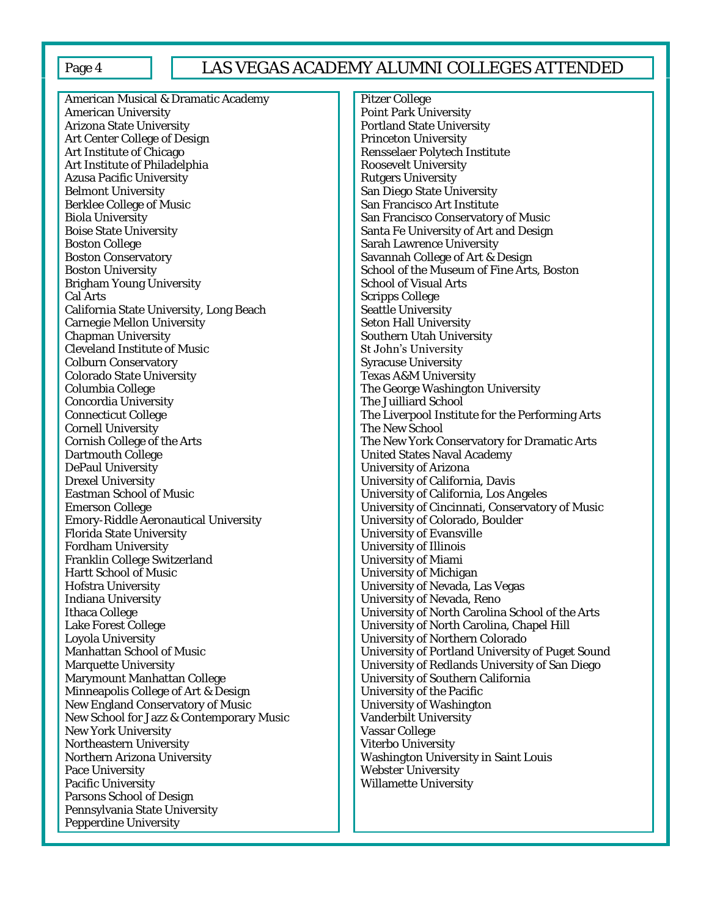# LAS VEGAS ACADEMY ALUMNI COLLEGES ATTENDED

American Musical & Dramatic Academy
American University
Arizona State University
Art Center College of Design
Art Institute of Chicago
Art Institute of Philadelphia
Azusa Pacific University
Belmont University
Berklee College of Music
Biola University
Boise State University
Boston College
Boston Conservatory
Boston University
Brigham Young University
Cal Arts
California State University, Long Beach
Carnegie Mellon University
Chapman University
Cleveland Institute of Music
Colburn Conservatory
Colorado State University
Columbia College
Concordia University
Connecticut College
Cornell University
Cornish College of the Arts
Dartmouth College
DePaul University
Drexel University
Eastman School of Music
Emerson College
Emory-Riddle Aeronautical University
Florida State University
Fordham University
Franklin College Switzerland
Hartt School of Music
Hofstra University
Indiana University
Ithaca College
Lake Forest College
Loyola University
Manhattan School of Music
Marquette University
Marymount Manhattan College
Minneapolis College of Art & Design
New England Conservatory of Music
New School for Jazz & Contemporary Music
New York University
Northeastern University
Northern Arizona University
Pace University
Pacific University
Parsons School of Design
Pennsylvania State University
Pepperdine University
Pitzer College
Point Park University
Portland State University
Princeton University
Rensselaer Polytech Institute
Roosevelt University
Rutgers University
San Diego State University
San Francisco Art Institute
San Francisco Conservatory of Music
Santa Fe University of Art and Design
Sarah Lawrence University
Savannah College of Art & Design
School of the Museum of Fine Arts, Boston
School of Visual Arts
Scripps College
Seattle University
Seton Hall University
Southern Utah University
St John's University
Syracuse University
Texas A&M University
The George Washington University
The Juilliard School
The Liverpool Institute for the Performing Arts
The New School
The New York Conservatory for Dramatic Arts
United States Naval Academy
University of Arizona
University of California, Davis
University of California, Los Angeles
University of Cincinnati, Conservatory of Music
University of Colorado, Boulder
University of Evansville
University of Illinois
University of Miami
University of Michigan
University of Nevada, Las Vegas
University of Nevada, Reno
University of North Carolina School of the Arts
University of North Carolina, Chapel Hill
University of Northern Colorado
University of Portland University of Puget Sound
University of Redlands University of San Diego
University of Southern California
University of the Pacific
University of Washington
Vanderbilt University
Vassar College
Viterbo University
Washington University in Saint Louis
Webster University
Willamette University